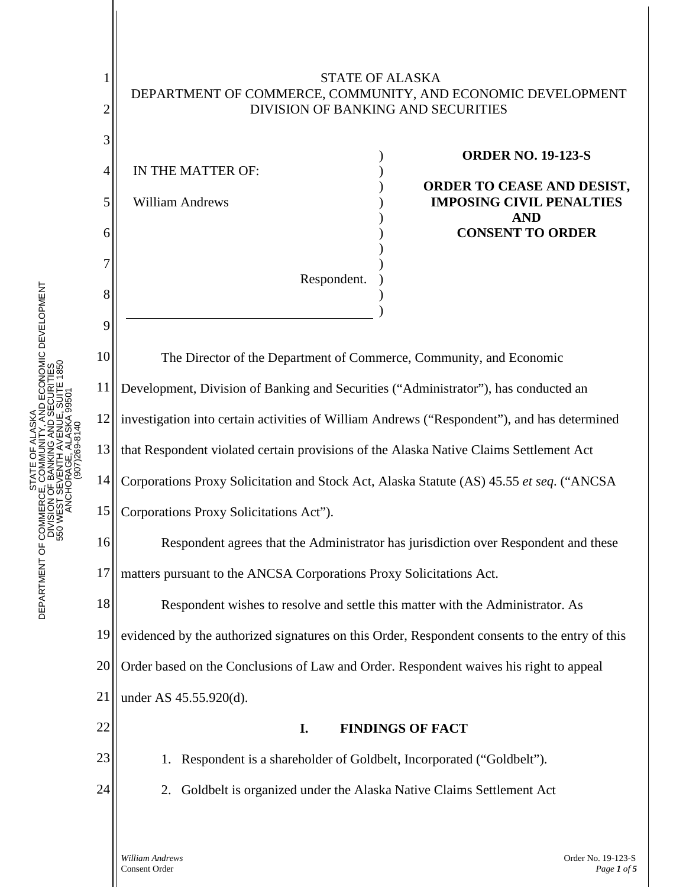STATE OF ALASKA
DEPARTMENT OF COMMERCE, COMMUNITY, AND ECONOMIC DEVELOPMENT
DIVISION OF BANKING AND SECURITIES

IN THE MATTER OF:

William Andrews

Respondent.

**ORDER NO. 19-123-S**

**ORDER TO CEASE AND DESIST, IMPOSING CIVIL PENALTIES AND CONSENT TO ORDER**

The Director of the Department of Commerce, Community, and Economic Development, Division of Banking and Securities ("Administrator"), has conducted an investigation into certain activities of William Andrews ("Respondent"), and has determined that Respondent violated certain provisions of the Alaska Native Claims Settlement Act Corporations Proxy Solicitation and Stock Act, Alaska Statute (AS) 45.55 *et seq*. ("ANCSA Corporations Proxy Solicitations Act").

Respondent agrees that the Administrator has jurisdiction over Respondent and these matters pursuant to the ANCSA Corporations Proxy Solicitations Act.

Respondent wishes to resolve and settle this matter with the Administrator. As evidenced by the authorized signatures on this Order, Respondent consents to the entry of this Order based on the Conclusions of Law and Order. Respondent waives his right to appeal under AS 45.55.920(d).

## I. FINDINGS OF FACT

1. Respondent is a shareholder of Goldbelt, Incorporated ("Goldbelt").
2. Goldbelt is organized under the Alaska Native Claims Settlement Act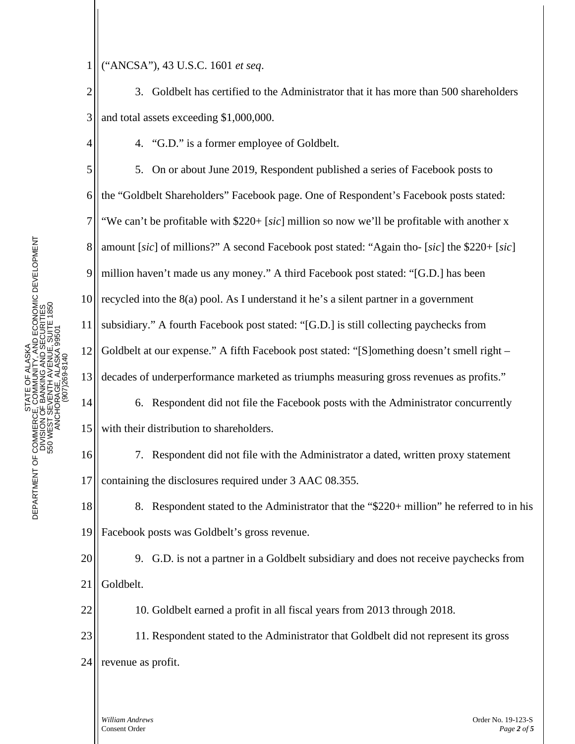("ANCSA"), 43 U.S.C. 1601 *et seq*.

3. Goldbelt has certified to the Administrator that it has more than 500 shareholders and total assets exceeding $1,000,000.

4. "G.D." is a former employee of Goldbelt.

5. On or about June 2019, Respondent published a series of Facebook posts to the "Goldbelt Shareholders" Facebook page. One of Respondent's Facebook posts stated: "We can't be profitable with $220+ [*sic*] million so now we'll be profitable with another x amount [*sic*] of millions?" A second Facebook post stated: "Again tho- [*sic*] the $220+ [*sic*] million haven't made us any money." A third Facebook post stated: "[G.D.] has been recycled into the 8(a) pool. As I understand it he's a silent partner in a government subsidiary." A fourth Facebook post stated: "[G.D.] is still collecting paychecks from Goldbelt at our expense." A fifth Facebook post stated: "[S]omething doesn't smell right – decades of underperformance marketed as triumphs measuring gross revenues as profits."

6. Respondent did not file the Facebook posts with the Administrator concurrently with their distribution to shareholders.

7. Respondent did not file with the Administrator a dated, written proxy statement containing the disclosures required under 3 AAC 08.355.

8. Respondent stated to the Administrator that the "$220+ million" he referred to in his Facebook posts was Goldbelt's gross revenue.

9. G.D. is not a partner in a Goldbelt subsidiary and does not receive paychecks from Goldbelt.

10. Goldbelt earned a profit in all fiscal years from 2013 through 2018.

11. Respondent stated to the Administrator that Goldbelt did not represent its gross revenue as profit.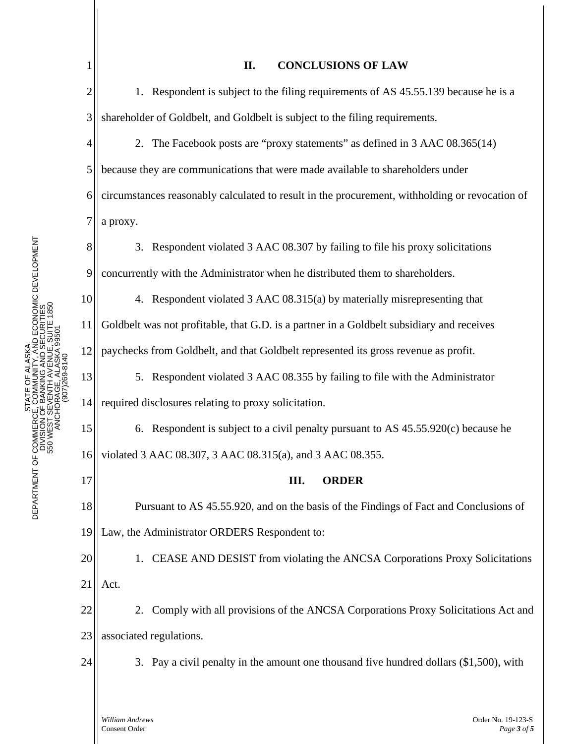## II. CONCLUSIONS OF LAW

1. Respondent is subject to the filing requirements of AS 45.55.139 because he is a shareholder of Goldbelt, and Goldbelt is subject to the filing requirements.

2. The Facebook posts are "proxy statements" as defined in 3 AAC 08.365(14) because they are communications that were made available to shareholders under circumstances reasonably calculated to result in the procurement, withholding or revocation of a proxy.

3. Respondent violated 3 AAC 08.307 by failing to file his proxy solicitations concurrently with the Administrator when he distributed them to shareholders.

4. Respondent violated 3 AAC 08.315(a) by materially misrepresenting that Goldbelt was not profitable, that G.D. is a partner in a Goldbelt subsidiary and receives paychecks from Goldbelt, and that Goldbelt represented its gross revenue as profit.

5. Respondent violated 3 AAC 08.355 by failing to file with the Administrator required disclosures relating to proxy solicitation.

6. Respondent is subject to a civil penalty pursuant to AS 45.55.920(c) because he violated 3 AAC 08.307, 3 AAC 08.315(a), and 3 AAC 08.355.

## III. ORDER

Pursuant to AS 45.55.920, and on the basis of the Findings of Fact and Conclusions of Law, the Administrator ORDERS Respondent to:

1. CEASE AND DESIST from violating the ANCSA Corporations Proxy Solicitations Act.

2. Comply with all provisions of the ANCSA Corporations Proxy Solicitations Act and associated regulations.

3. Pay a civil penalty in the amount one thousand five hundred dollars ($1,500), with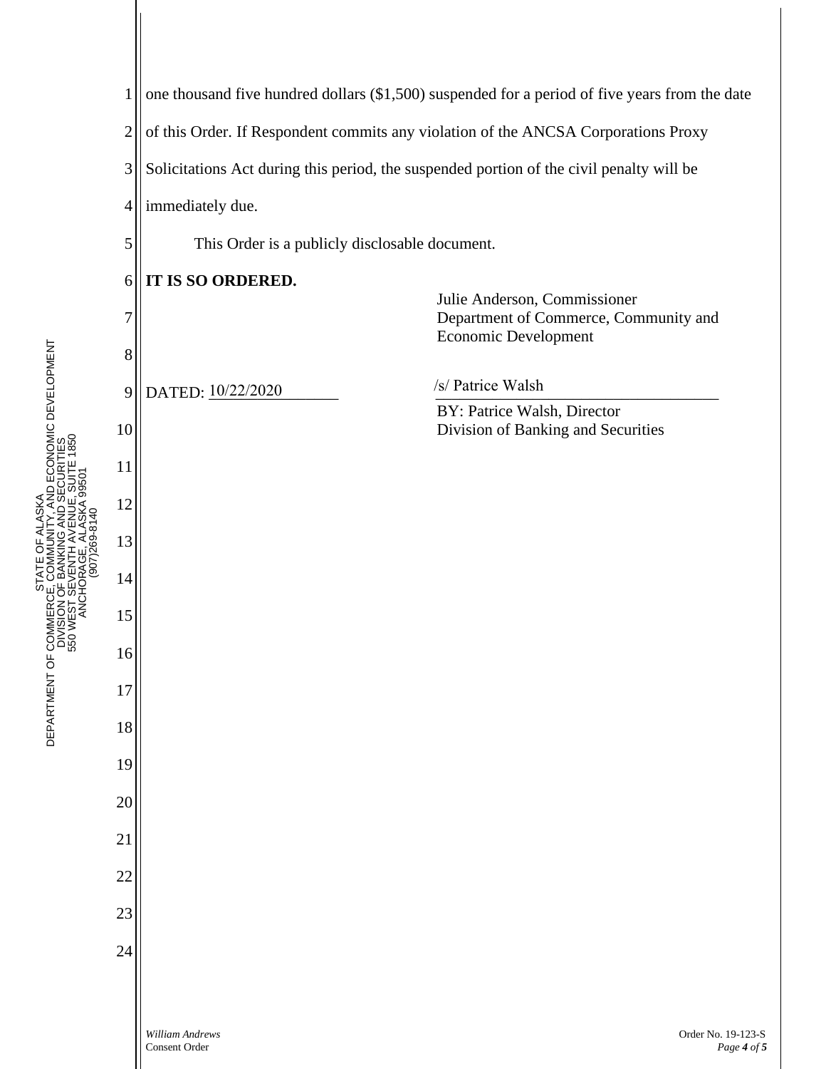one thousand five hundred dollars ($1,500) suspended for a period of five years from the date of this Order. If Respondent commits any violation of the ANCSA Corporations Proxy Solicitations Act during this period, the suspended portion of the civil penalty will be immediately due.

This Order is a publicly disclosable document.

**IT IS SO ORDERED.**

Julie Anderson, Commissioner
Department of Commerce, Community and Economic Development

DATED: 10/22/2020

/s/ Patrice Walsh

BY: Patrice Walsh, Director
Division of Banking and Securities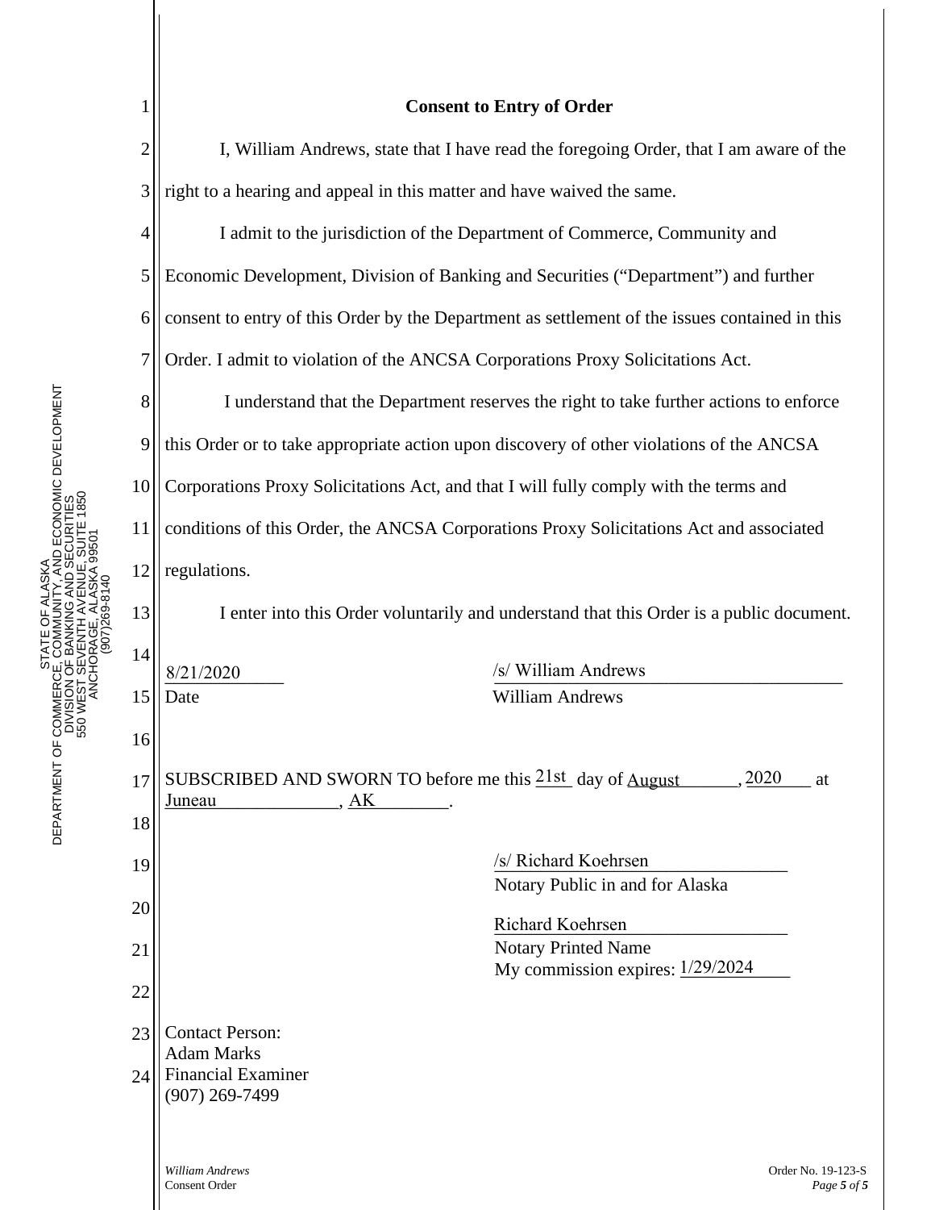**Consent to Entry of Order**

I, William Andrews, state that I have read the foregoing Order, that I am aware of the right to a hearing and appeal in this matter and have waived the same.

I admit to the jurisdiction of the Department of Commerce, Community and Economic Development, Division of Banking and Securities ("Department") and further consent to entry of this Order by the Department as settlement of the issues contained in this Order. I admit to violation of the ANCSA Corporations Proxy Solicitations Act.

I understand that the Department reserves the right to take further actions to enforce this Order or to take appropriate action upon discovery of other violations of the ANCSA Corporations Proxy Solicitations Act, and that I will fully comply with the terms and conditions of this Order, the ANCSA Corporations Proxy Solicitations Act and associated regulations.

I enter into this Order voluntarily and understand that this Order is a public document.

8/21/2020
Date

/s/ William Andrews
William Andrews

SUBSCRIBED AND SWORN TO before me this 21st day of August, 2020 at Juneau, AK.

/s/ Richard Koehrsen
Notary Public in and for Alaska

Richard Koehrsen
Notary Printed Name
My commission expires: 1/29/2024

Contact Person:
Adam Marks
Financial Examiner
(907) 269-7499